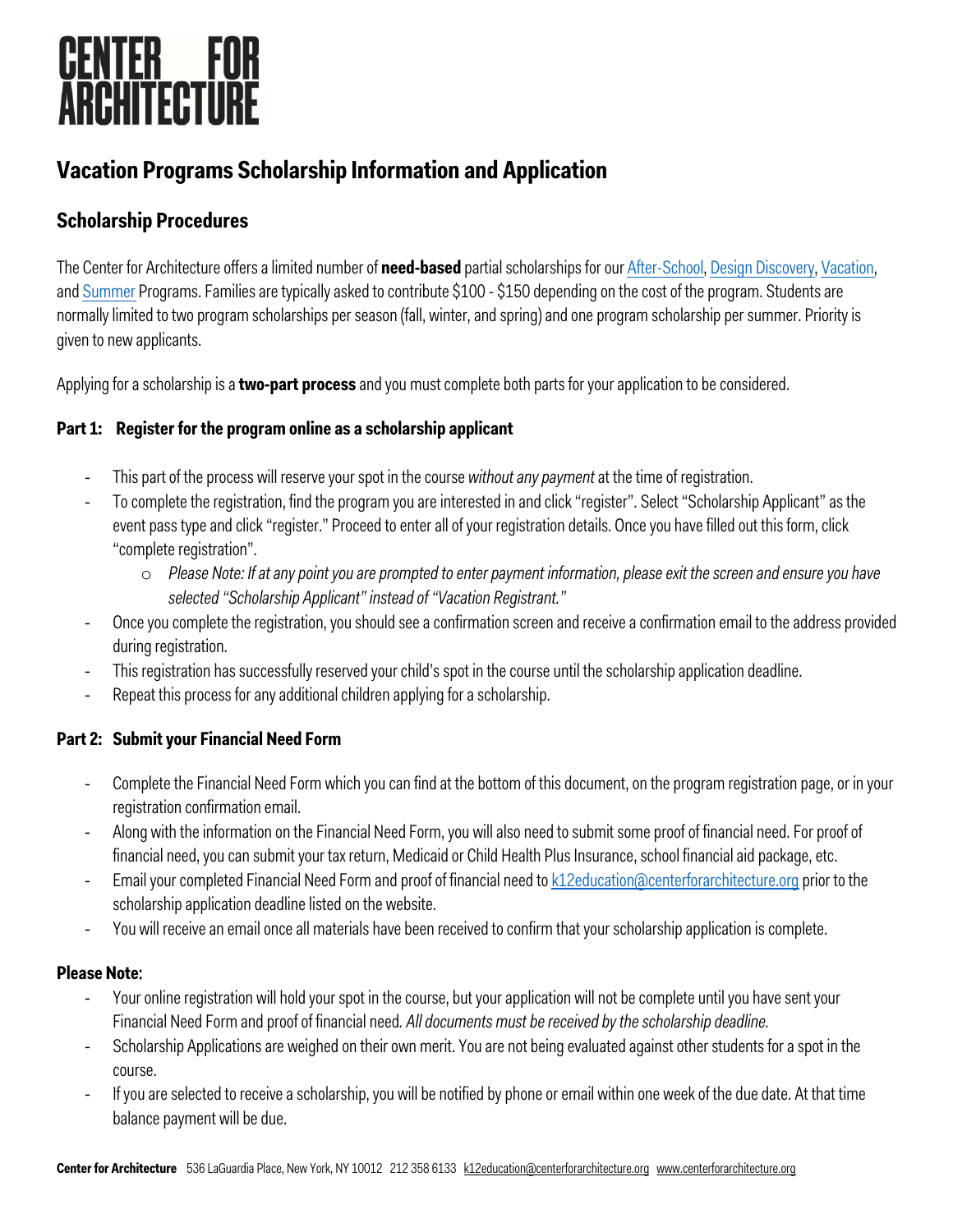# CENTER FOR ARCHITECTURE

## Vacation Programs Scholarship Information and Application

### Scholarship Procedures

The Center for Architecture offers a limited number of **need-based** partial scholarships for our After-School, Design Discovery, Vacation, and Summer Programs. Families are typically asked to contribute $100 - $150 depending on the cost of the program. Students are normally limited to two program scholarships per season (fall, winter, and spring) and one program scholarship per summer. Priority is given to new applicants.

Applying for a scholarship is a **two-part process** and you must complete both parts for your application to be considered.

**Part 1: Register for the program online as a scholarship applicant**

- This part of the process will reserve your spot in the course *without any payment* at the time of registration.
- To complete the registration, find the program you are interested in and click "register". Select "Scholarship Applicant" as the event pass type and click "register." Proceed to enter all of your registration details. Once you have filled out this form, click "complete registration".
  - *Please Note: If at any point you are prompted to enter payment information, please exit the screen and ensure you have selected "Scholarship Applicant" instead of "Vacation Registrant."*
- Once you complete the registration, you should see a confirmation screen and receive a confirmation email to the address provided during registration.
- This registration has successfully reserved your child's spot in the course until the scholarship application deadline.
- Repeat this process for any additional children applying for a scholarship.

**Part 2: Submit your Financial Need Form**

- Complete the Financial Need Form which you can find at the bottom of this document, on the program registration page, or in your registration confirmation email.
- Along with the information on the Financial Need Form, you will also need to submit some proof of financial need. For proof of financial need, you can submit your tax return, Medicaid or Child Health Plus Insurance, school financial aid package, etc.
- Email your completed Financial Need Form and proof of financial need to k12education@centerforarchitecture.org prior to the scholarship application deadline listed on the website.
- You will receive an email once all materials have been received to confirm that your scholarship application is complete.

**Please Note:**

- Your online registration will hold your spot in the course, but your application will not be complete until you have sent your Financial Need Form and proof of financial need. *All documents must be received by the scholarship deadline.*
- Scholarship Applications are weighed on their own merit. You are not being evaluated against other students for a spot in the course.
- If you are selected to receive a scholarship, you will be notified by phone or email within one week of the due date. At that time balance payment will be due.

**Center for Architecture** 536 LaGuardia Place, New York, NY 10012 212 358 6133 k12education@centerforarchitecture.org www.centerforarchitecture.org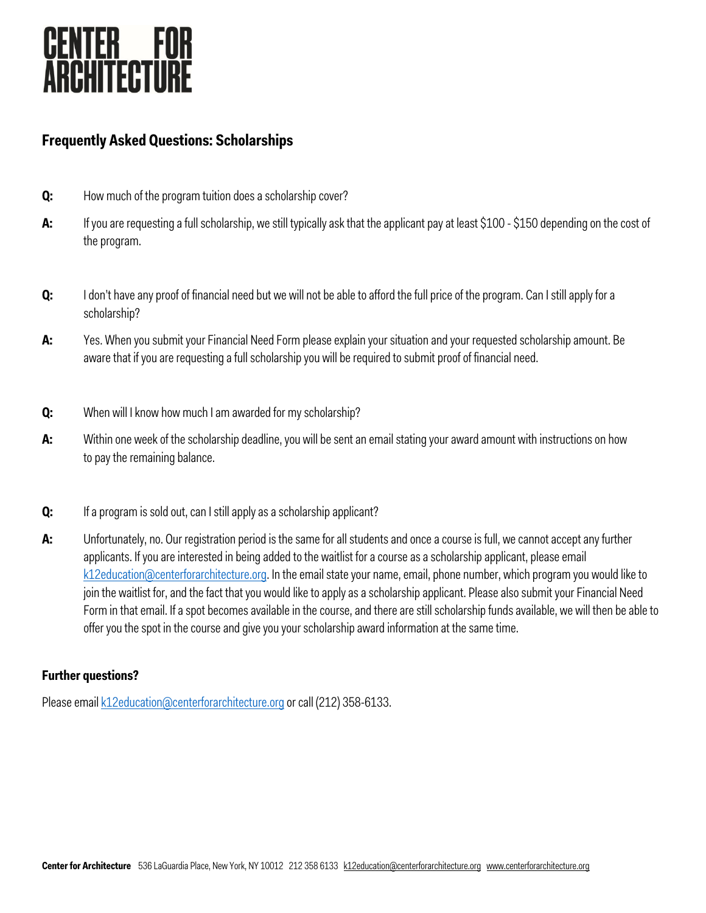# CENTER FOR ARCHITECTURE

## Frequently Asked Questions: Scholarships

**Q:** How much of the program tuition does a scholarship cover?

**A:** If you are requesting a full scholarship, we still typically ask that the applicant pay at least $100 - $150 depending on the cost of the program.

**Q:** I don't have any proof of financial need but we will not be able to afford the full price of the program. Can I still apply for a scholarship?

**A:** Yes. When you submit your Financial Need Form please explain your situation and your requested scholarship amount. Be aware that if you are requesting a full scholarship you will be required to submit proof of financial need.

**Q:** When will I know how much I am awarded for my scholarship?

**A:** Within one week of the scholarship deadline, you will be sent an email stating your award amount with instructions on how to pay the remaining balance.

**Q:** If a program is sold out, can I still apply as a scholarship applicant?

**A:** Unfortunately, no. Our registration period is the same for all students and once a course is full, we cannot accept any further applicants. If you are interested in being added to the waitlist for a course as a scholarship applicant, please email k12education@centerforarchitecture.org. In the email state your name, email, phone number, which program you would like to join the waitlist for, and the fact that you would like to apply as a scholarship applicant. Please also submit your Financial Need Form in that email. If a spot becomes available in the course, and there are still scholarship funds available, we will then be able to offer you the spot in the course and give you your scholarship award information at the same time.

### Further questions?

Please email k12education@centerforarchitecture.org or call (212) 358-6133.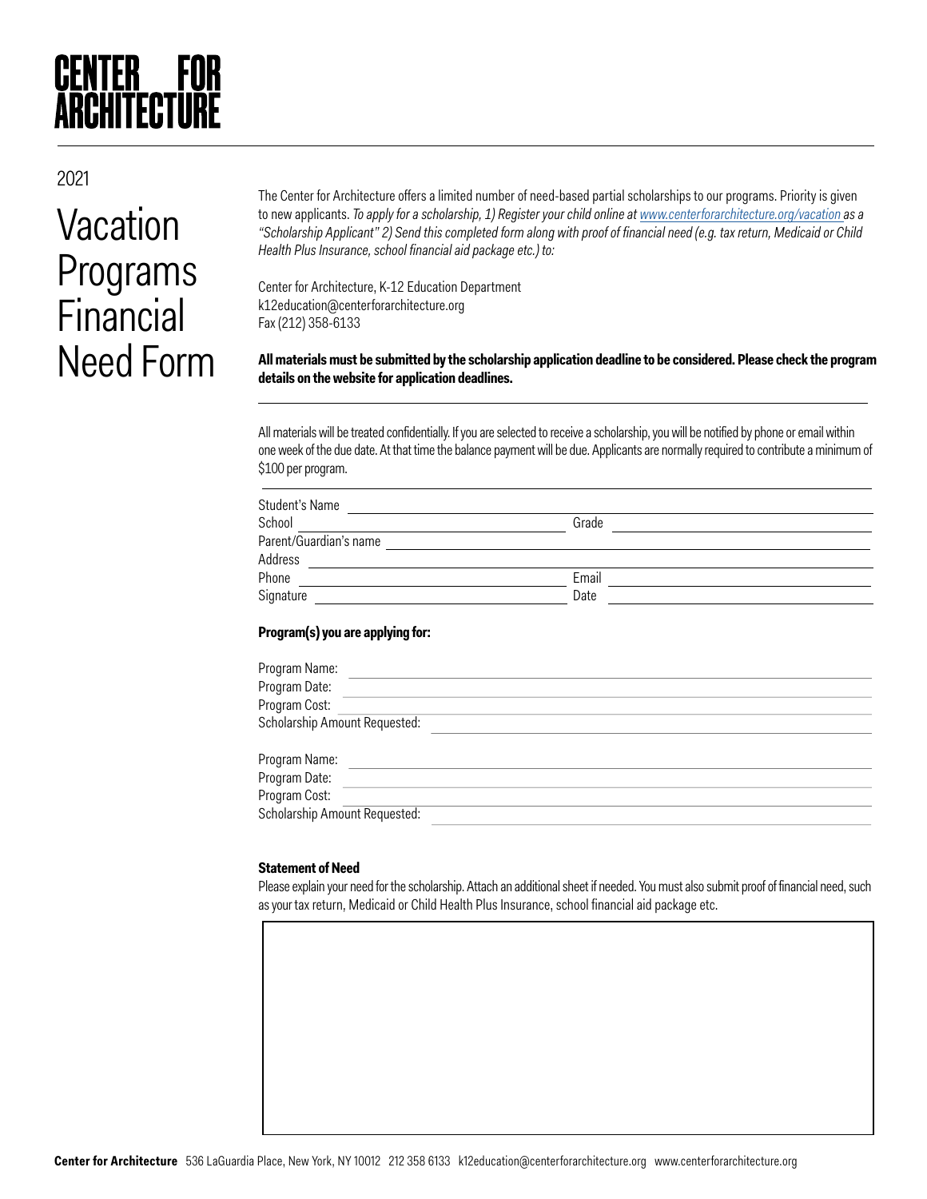# CENTER FOR ARCHITECTURE

2021

# Vacation Programs Financial Need Form

The Center for Architecture offers a limited number of need-based partial scholarships to our programs. Priority is given to new applicants. *To apply for a scholarship, 1) Register your child online at www.centerforarchitecture.org/vacation as a "Scholarship Applicant" 2) Send this completed form along with proof of financial need (e.g. tax return, Medicaid or Child Health Plus Insurance, school financial aid package etc.) to:*

Center for Architecture, K-12 Education Department
k12education@centerforarchitecture.org
Fax (212) 358-6133

**All materials must be submitted by the scholarship application deadline to be considered. Please check the program details on the website for application deadlines.**

All materials will be treated confidentially. If you are selected to receive a scholarship, you will be notified by phone or email within one week of the due date. At that time the balance payment will be due. Applicants are normally required to contribute a minimum of $100 per program.

Student's Name ______________________________

School ______________________ Grade ______________________

Parent/Guardian's name ______________________________

Address ______________________________

Phone ______________________ Email ______________________

Signature ______________________ Date ______________________

**Program(s) you are applying for:**

Program Name: ______________________________

Program Date: ______________________________

Program Cost: ______________________________

Scholarship Amount Requested: ______________________________

Program Name: ______________________________

Program Date: ______________________________

Program Cost: ______________________________

Scholarship Amount Requested: ______________________________

**Statement of Need**

Please explain your need for the scholarship. Attach an additional sheet if needed. You must also submit proof of financial need, such as your tax return, Medicaid or Child Health Plus Insurance, school financial aid package etc.

**Center for Architecture** 536 LaGuardia Place, New York, NY 10012 212 358 6133 k12education@centerforarchitecture.org www.centerforarchitecture.org